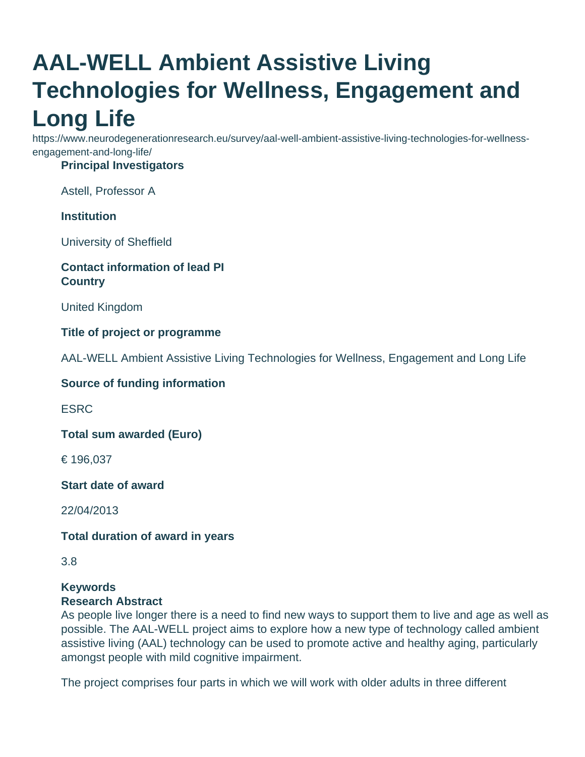# AAL-WELL Ambient Assistive Living Technologies for Wellness, Engagement and Long Life

https://www.neurodegenerationresearch.eu/survey/aal-well-ambient-assistive-living-technologies-for-wellness-engagement-and-long-life/

**Principal Investigators**

Astell, Professor A

**Institution**

University of Sheffield

**Contact information of lead PI**

**Country**

United Kingdom

**Title of project or programme**

AAL-WELL Ambient Assistive Living Technologies for Wellness, Engagement and Long Life

**Source of funding information**

ESRC

**Total sum awarded (Euro)**

€ 196,037

**Start date of award**

22/04/2013

**Total duration of award in years**

3.8

**Keywords**

**Research Abstract**

As people live longer there is a need to find new ways to support them to live and age as well as possible. The AAL-WELL project aims to explore how a new type of technology called ambient assistive living (AAL) technology can be used to promote active and healthy aging, particularly amongst people with mild cognitive impairment.

The project comprises four parts in which we will work with older adults in three different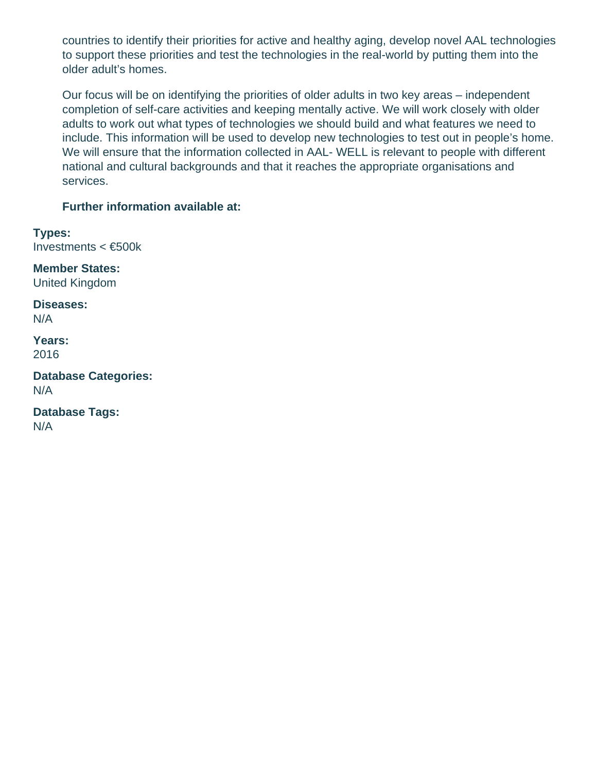countries to identify their priorities for active and healthy aging, develop novel AAL technologies to support these priorities and test the technologies in the real-world by putting them into the older adult's homes.

Our focus will be on identifying the priorities of older adults in two key areas – independent completion of self-care activities and keeping mentally active. We will work closely with older adults to work out what types of technologies we should build and what features we need to include. This information will be used to develop new technologies to test out in people's home. We will ensure that the information collected in AAL- WELL is relevant to people with different national and cultural backgrounds and that it reaches the appropriate organisations and services.

**Further information available at:**

**Types:**
Investments < €500k

**Member States:**
United Kingdom

**Diseases:**
N/A

**Years:**
2016

**Database Categories:**
N/A

**Database Tags:**
N/A